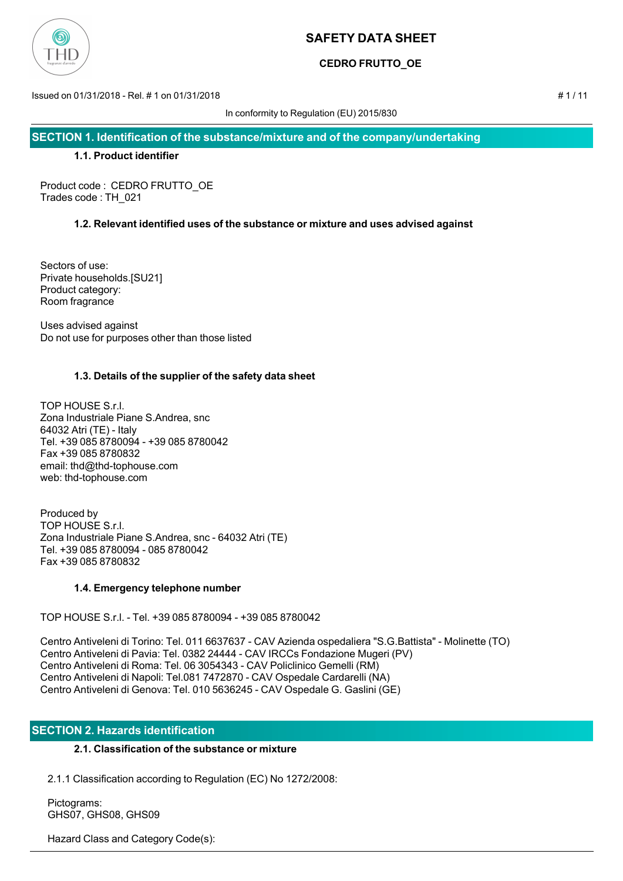# SAFETY DATA SHEET

**CEDRO FRUTTO_OE**

Issued on 01/31/2018 - Rel. # 1 on 01/31/2018

In conformity to Regulation (EU) 2015/830

## SECTION 1. Identification of the substance/mixture and of the company/undertaking

### 1.1. Product identifier

Product code : CEDRO FRUTTO_OE
Trades code : TH_021

### 1.2. Relevant identified uses of the substance or mixture and uses advised against

Sectors of use:
Private households.[SU21]
Product category:
Room fragrance

Uses advised against
Do not use for purposes other than those listed

### 1.3. Details of the supplier of the safety data sheet

TOP HOUSE S.r.l.
Zona Industriale Piane S.Andrea, snc
64032 Atri (TE) - Italy
Tel. +39 085 8780094 - +39 085 8780042
Fax +39 085 8780832
email: thd@thd-tophouse.com
web: thd-tophouse.com

Produced by
TOP HOUSE S.r.l.
Zona Industriale Piane S.Andrea, snc - 64032 Atri (TE)
Tel. +39 085 8780094 - 085 8780042
Fax +39 085 8780832

### 1.4. Emergency telephone number

TOP HOUSE S.r.l. - Tel. +39 085 8780094 - +39 085 8780042

Centro Antiveleni di Torino: Tel. 011 6637637 - CAV Azienda ospedaliera "S.G.Battista" - Molinette (TO)
Centro Antiveleni di Pavia: Tel. 0382 24444 - CAV IRCCs Fondazione Mugeri (PV)
Centro Antiveleni di Roma: Tel. 06 3054343 - CAV Policlinico Gemelli (RM)
Centro Antiveleni di Napoli: Tel.081 7472870 - CAV Ospedale Cardarelli (NA)
Centro Antiveleni di Genova: Tel. 010 5636245 - CAV Ospedale G. Gaslini (GE)

## SECTION 2. Hazards identification

### 2.1. Classification of the substance or mixture

2.1.1 Classification according to Regulation (EC) No 1272/2008:

Pictograms:
GHS07, GHS08, GHS09

Hazard Class and Category Code(s):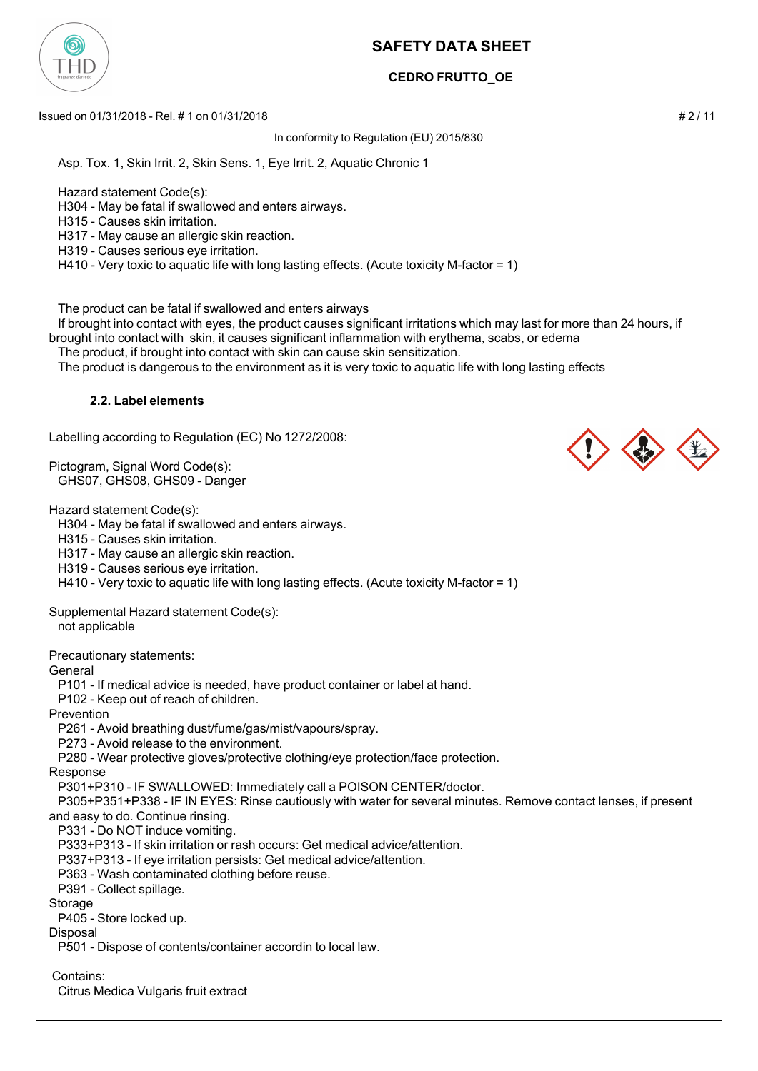Asp. Tox. 1, Skin Irrit. 2, Skin Sens. 1, Eye Irrit. 2, Aquatic Chronic 1

Hazard statement Code(s):
H304 - May be fatal if swallowed and enters airways.
H315 - Causes skin irritation.
H317 - May cause an allergic skin reaction.
H319 - Causes serious eye irritation.
H410 - Very toxic to aquatic life with long lasting effects. (Acute toxicity M-factor = 1)

The product can be fatal if swallowed and enters airways
If brought into contact with eyes, the product causes significant irritations which may last for more than 24 hours, if brought into contact with skin, it causes significant inflammation with erythema, scabs, or edema
The product, if brought into contact with skin can cause skin sensitization.
The product is dangerous to the environment as it is very toxic to aquatic life with long lasting effects

### 2.2. Label elements

Labelling according to Regulation (EC) No 1272/2008:

Pictogram, Signal Word Code(s):
GHS07, GHS08, GHS09 - Danger

Hazard statement Code(s):
H304 - May be fatal if swallowed and enters airways.
H315 - Causes skin irritation.
H317 - May cause an allergic skin reaction.
H319 - Causes serious eye irritation.
H410 - Very toxic to aquatic life with long lasting effects. (Acute toxicity M-factor = 1)

Supplemental Hazard statement Code(s):
not applicable

Precautionary statements:
General
P101 - If medical advice is needed, have product container or label at hand.
P102 - Keep out of reach of children.
Prevention
P261 - Avoid breathing dust/fume/gas/mist/vapours/spray.
P273 - Avoid release to the environment.
P280 - Wear protective gloves/protective clothing/eye protection/face protection.
Response
P301+P310 - IF SWALLOWED: Immediately call a POISON CENTER/doctor.
P305+P351+P338 - IF IN EYES: Rinse cautiously with water for several minutes. Remove contact lenses, if present and easy to do. Continue rinsing.
P331 - Do NOT induce vomiting.
P333+P313 - If skin irritation or rash occurs: Get medical advice/attention.
P337+P313 - If eye irritation persists: Get medical advice/attention.
P363 - Wash contaminated clothing before reuse.
P391 - Collect spillage.
Storage
P405 - Store locked up.
Disposal
P501 - Dispose of contents/container accordin to local law.

Contains:
Citrus Medica Vulgaris fruit extract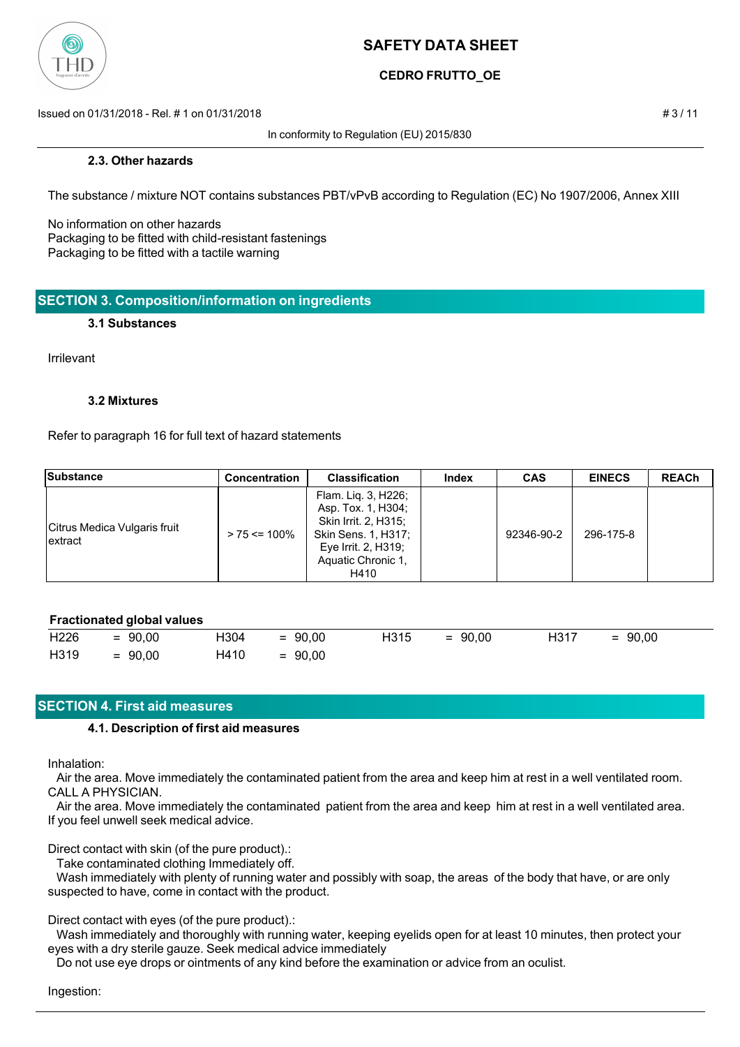### 2.3. Other hazards

The substance / mixture NOT contains substances PBT/vPvB according to Regulation (EC) No 1907/2006, Annex XIII

No information on other hazards
Packaging to be fitted with child-resistant fastenings
Packaging to be fitted with a tactile warning

## SECTION 3. Composition/information on ingredients

### 3.1 Substances

Irrilevant

### 3.2 Mixtures

Refer to paragraph 16 for full text of hazard statements

| Substance | Concentration | Classification | Index | CAS | EINECS | REACh |
|---|---|---|---|---|---|---|
| Citrus Medica Vulgaris fruit extract | > 75 <= 100% | Flam. Liq. 3, H226; Asp. Tox. 1, H304; Skin Irrit. 2, H315; Skin Sens. 1, H317; Eye Irrit. 2, H319; Aquatic Chronic 1, H410 | | 92346-90-2 | 296-175-8 | |

**Fractionated global values**

| | | | | | | | |
|---|---|---|---|---|---|---|---|
| H226 | = 90,00 | H304 | = 90,00 | H315 | = 90,00 | H317 | = 90,00 |
| H319 | = 90,00 | H410 | = 90,00 | | | | |

## SECTION 4. First aid measures

### 4.1. Description of first aid measures

Inhalation:
Air the area. Move immediately the contaminated patient from the area and keep him at rest in a well ventilated room. CALL A PHYSICIAN.
Air the area. Move immediately the contaminated patient from the area and keep him at rest in a well ventilated area. If you feel unwell seek medical advice.

Direct contact with skin (of the pure product).:
Take contaminated clothing Immediately off.
Wash immediately with plenty of running water and possibly with soap, the areas of the body that have, or are only suspected to have, come in contact with the product.

Direct contact with eyes (of the pure product).:
Wash immediately and thoroughly with running water, keeping eyelids open for at least 10 minutes, then protect your eyes with a dry sterile gauze. Seek medical advice immediately
Do not use eye drops or ointments of any kind before the examination or advice from an oculist.

Ingestion: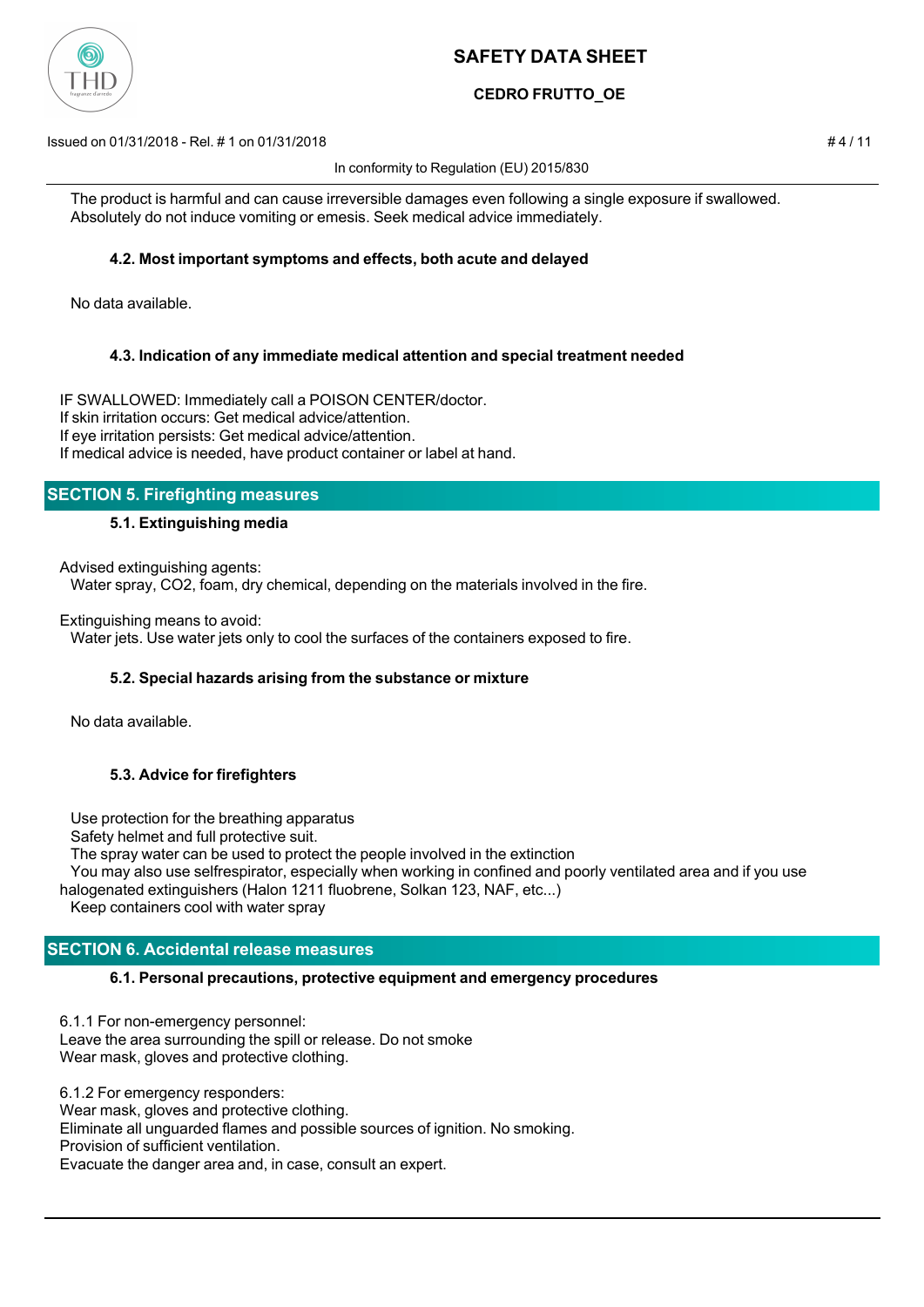The product is harmful and can cause irreversible damages even following a single exposure if swallowed. Absolutely do not induce vomiting or emesis. Seek medical advice immediately.

### 4.2. Most important symptoms and effects, both acute and delayed

No data available.

### 4.3. Indication of any immediate medical attention and special treatment needed

IF SWALLOWED: Immediately call a POISON CENTER/doctor.
If skin irritation occurs: Get medical advice/attention.
If eye irritation persists: Get medical advice/attention.
If medical advice is needed, have product container or label at hand.

## SECTION 5. Firefighting measures

### 5.1. Extinguishing media

Advised extinguishing agents:
Water spray, $CO_2$, foam, dry chemical, depending on the materials involved in the fire.

Extinguishing means to avoid:
Water jets. Use water jets only to cool the surfaces of the containers exposed to fire.

### 5.2. Special hazards arising from the substance or mixture

No data available.

### 5.3. Advice for firefighters

Use protection for the breathing apparatus
Safety helmet and full protective suit.
The spray water can be used to protect the people involved in the extinction
You may also use selfrespirator, especially when working in confined and poorly ventilated area and if you use halogenated extinguishers (Halon 1211 fluobrene, Solkan 123, NAF, etc...)
Keep containers cool with water spray

## SECTION 6. Accidental release measures

### 6.1. Personal precautions, protective equipment and emergency procedures

6.1.1 For non-emergency personnel:
Leave the area surrounding the spill or release. Do not smoke
Wear mask, gloves and protective clothing.

6.1.2 For emergency responders:
Wear mask, gloves and protective clothing.
Eliminate all unguarded flames and possible sources of ignition. No smoking.
Provision of sufficient ventilation.
Evacuate the danger area and, in case, consult an expert.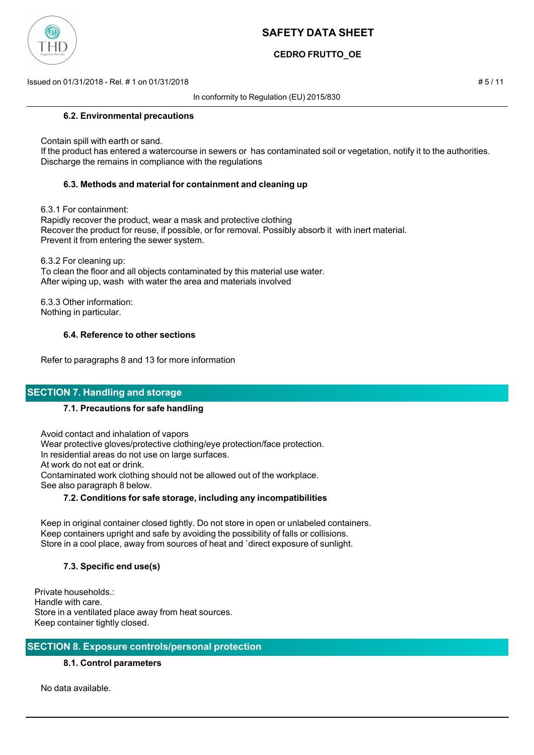#### 6.2. Environmental precautions

Contain spill with earth or sand.
If the product has entered a watercourse in sewers or has contaminated soil or vegetation, notify it to the authorities.
Discharge the remains in compliance with the regulations

#### 6.3. Methods and material for containment and cleaning up

6.3.1 For containment:
Rapidly recover the product, wear a mask and protective clothing
Recover the product for reuse, if possible, or for removal. Possibly absorb it with inert material.
Prevent it from entering the sewer system.

6.3.2 For cleaning up:
To clean the floor and all objects contaminated by this material use water.
After wiping up, wash with water the area and materials involved

6.3.3 Other information:
Nothing in particular.

#### 6.4. Reference to other sections

Refer to paragraphs 8 and 13 for more information

## SECTION 7. Handling and storage

#### 7.1. Precautions for safe handling

Avoid contact and inhalation of vapors
Wear protective gloves/protective clothing/eye protection/face protection.
In residential areas do not use on large surfaces.
At work do not eat or drink.
Contaminated work clothing should not be allowed out of the workplace.
See also paragraph 8 below.

#### 7.2. Conditions for safe storage, including any incompatibilities

Keep in original container closed tightly. Do not store in open or unlabeled containers.
Keep containers upright and safe by avoiding the possibility of falls or collisions.
Store in a cool place, away from sources of heat and `direct exposure of sunlight.

#### 7.3. Specific end use(s)

Private households.:
Handle with care.
Store in a ventilated place away from heat sources.
Keep container tightly closed.

## SECTION 8. Exposure controls/personal protection

#### 8.1. Control parameters

No data available.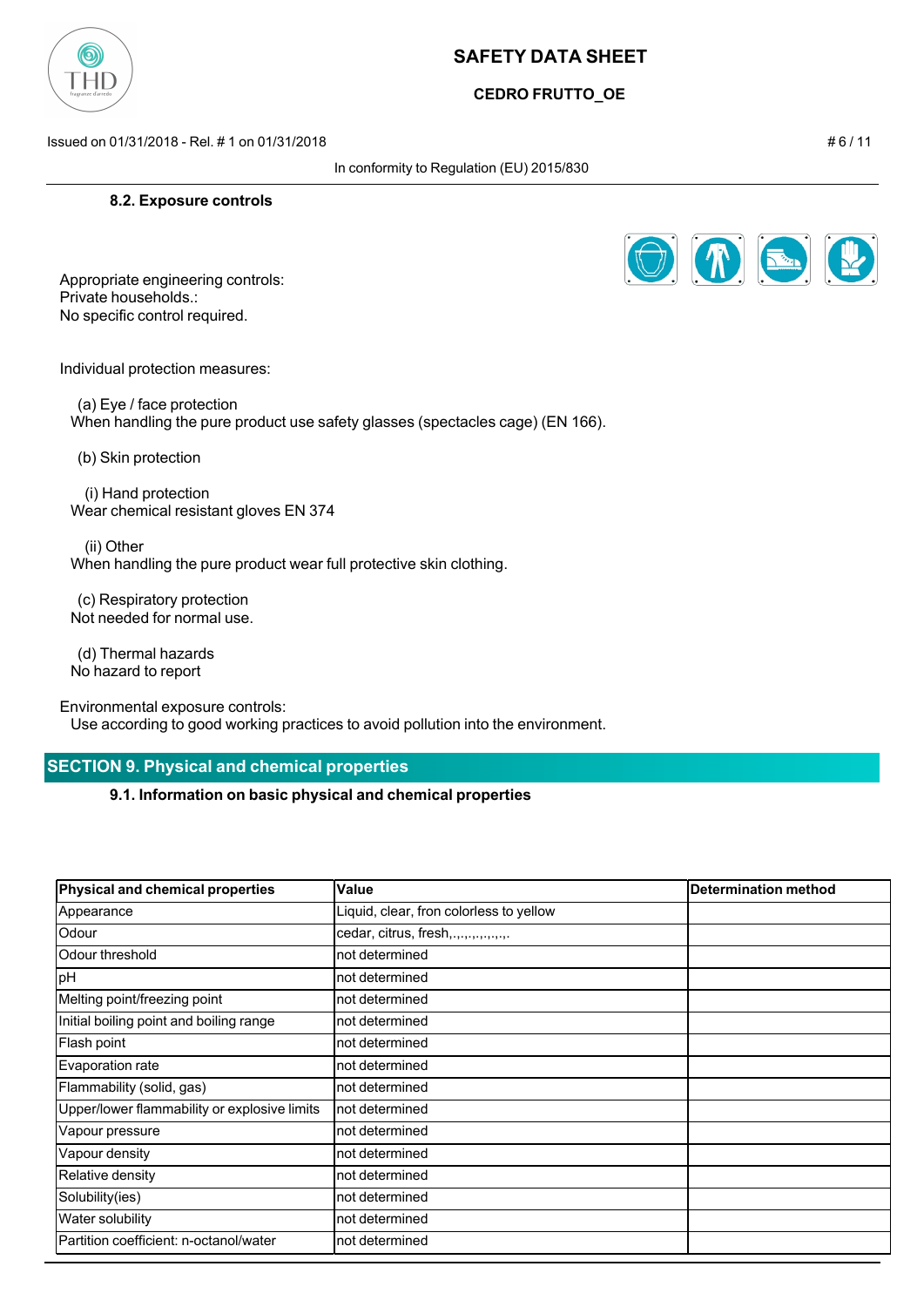### 8.2. Exposure controls

Appropriate engineering controls:
Private households.:
No specific control required.

Individual protection measures:

(a) Eye / face protection
When handling the pure product use safety glasses (spectacles cage) (EN 166).

(b) Skin protection

(i) Hand protection
Wear chemical resistant gloves EN 374

(ii) Other
When handling the pure product wear full protective skin clothing.

(c) Respiratory protection
Not needed for normal use.

(d) Thermal hazards
No hazard to report

Environmental exposure controls:
Use according to good working practices to avoid pollution into the environment.

## SECTION 9. Physical and chemical properties

### 9.1. Information on basic physical and chemical properties

| Physical and chemical properties | Value | Determination method |
|---|---|---|
| Appearance | Liquid, clear, fron colorless to yellow | |
| Odour | cedar, citrus, fresh,.,.,.,.,.,.,.,. | |
| Odour threshold | not determined | |
| pH | not determined | |
| Melting point/freezing point | not determined | |
| Initial boiling point and boiling range | not determined | |
| Flash point | not determined | |
| Evaporation rate | not determined | |
| Flammability (solid, gas) | not determined | |
| Upper/lower flammability or explosive limits | not determined | |
| Vapour pressure | not determined | |
| Vapour density | not determined | |
| Relative density | not determined | |
| Solubility(ies) | not determined | |
| Water solubility | not determined | |
| Partition coefficient: n-octanol/water | not determined | |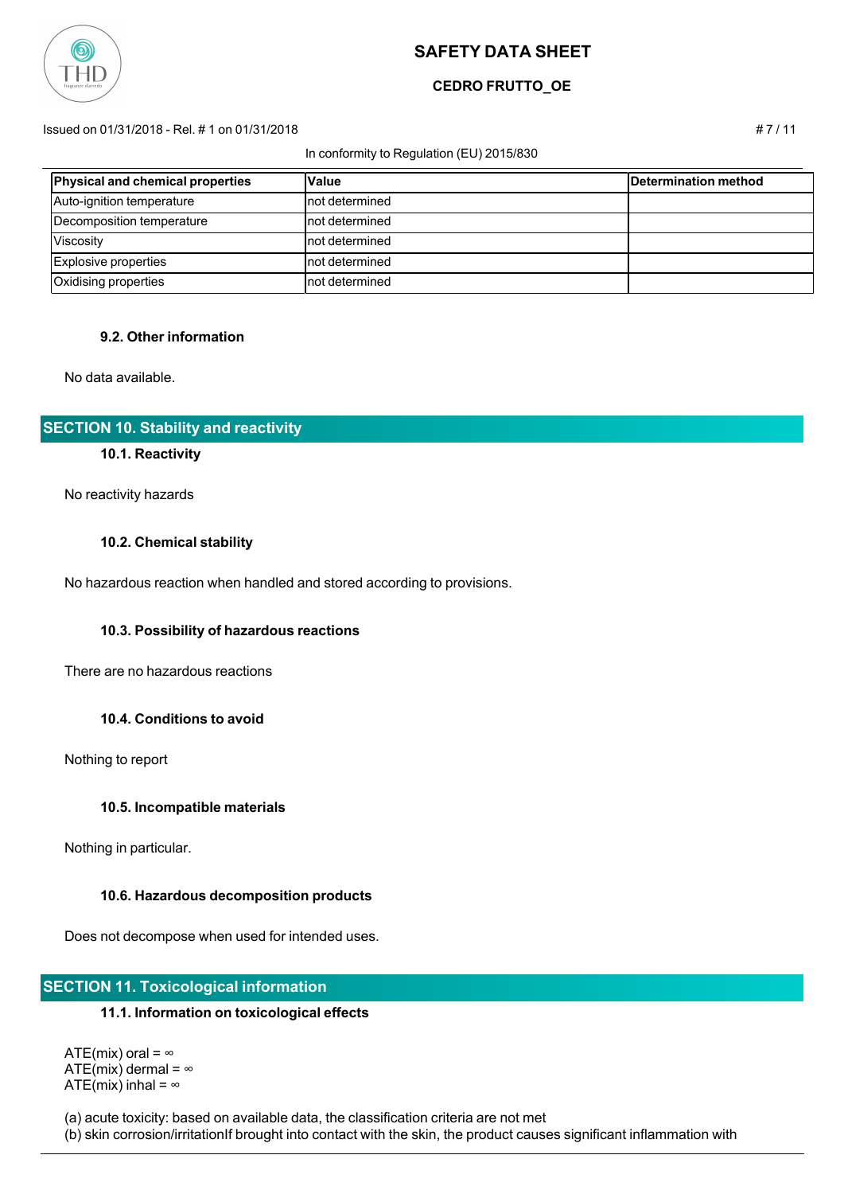| Physical and chemical properties | Value | Determination method |
|---|---|---|
| Auto-ignition temperature | not determined | |
| Decomposition temperature | not determined | |
| Viscosity | not determined | |
| Explosive properties | not determined | |
| Oxidising properties | not determined | |

### 9.2. Other information

No data available.

## SECTION 10. Stability and reactivity

### 10.1. Reactivity

No reactivity hazards

### 10.2. Chemical stability

No hazardous reaction when handled and stored according to provisions.

### 10.3. Possibility of hazardous reactions

There are no hazardous reactions

### 10.4. Conditions to avoid

Nothing to report

### 10.5. Incompatible materials

Nothing in particular.

### 10.6. Hazardous decomposition products

Does not decompose when used for intended uses.

## SECTION 11. Toxicological information

### 11.1. Information on toxicological effects

ATE(mix) oral = ∞
ATE(mix) dermal = ∞
ATE(mix) inhal = ∞

(a) acute toxicity: based on available data, the classification criteria are not met
(b) skin corrosion/irritationIf brought into contact with the skin, the product causes significant inflammation with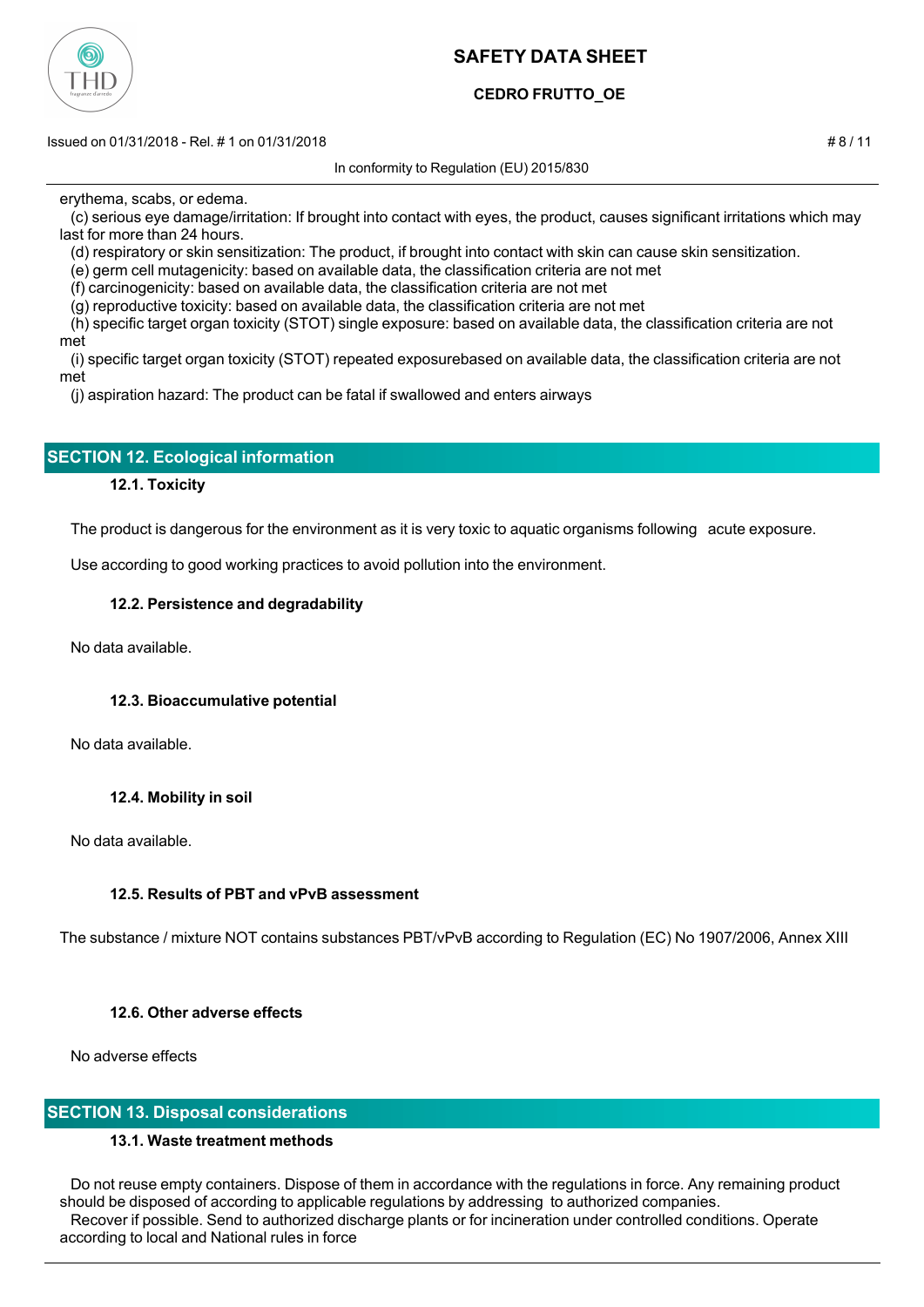erythema, scabs, or edema.

(c) serious eye damage/irritation: If brought into contact with eyes, the product, causes significant irritations which may last for more than 24 hours.

(d) respiratory or skin sensitization: The product, if brought into contact with skin can cause skin sensitization.

(e) germ cell mutagenicity: based on available data, the classification criteria are not met

(f) carcinogenicity: based on available data, the classification criteria are not met

(g) reproductive toxicity: based on available data, the classification criteria are not met

(h) specific target organ toxicity (STOT) single exposure: based on available data, the classification criteria are not met

(i) specific target organ toxicity (STOT) repeated exposurebased on available data, the classification criteria are not met

(j) aspiration hazard: The product can be fatal if swallowed and enters airways

## SECTION 12. Ecological information

### 12.1. Toxicity

The product is dangerous for the environment as it is very toxic to aquatic organisms following acute exposure.

Use according to good working practices to avoid pollution into the environment.

### 12.2. Persistence and degradability

No data available.

### 12.3. Bioaccumulative potential

No data available.

### 12.4. Mobility in soil

No data available.

### 12.5. Results of PBT and vPvB assessment

The substance / mixture NOT contains substances PBT/vPvB according to Regulation (EC) No 1907/2006, Annex XIII

### 12.6. Other adverse effects

No adverse effects

## SECTION 13. Disposal considerations

### 13.1. Waste treatment methods

Do not reuse empty containers. Dispose of them in accordance with the regulations in force. Any remaining product should be disposed of according to applicable regulations by addressing to authorized companies.

Recover if possible. Send to authorized discharge plants or for incineration under controlled conditions. Operate according to local and National rules in force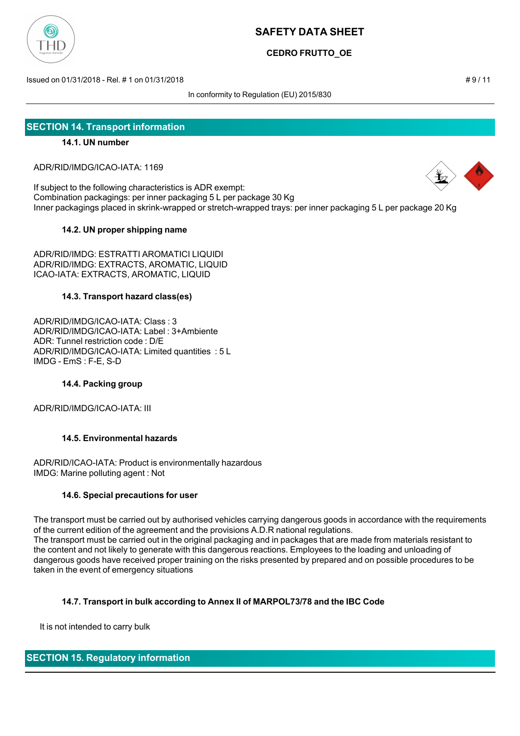## SECTION 14. Transport information

### 14.1. UN number

ADR/RID/IMDG/ICAO-IATA: 1169

If subject to the following characteristics is ADR exempt:
Combination packagings: per inner packaging 5 L per package 30 Kg
Inner packagings placed in skrink-wrapped or stretch-wrapped trays: per inner packaging 5 L per package 20 Kg

### 14.2. UN proper shipping name

ADR/RID/IMDG: ESTRATTI AROMATICI LIQUIDI
ADR/RID/IMDG: EXTRACTS, AROMATIC, LIQUID
ICAO-IATA: EXTRACTS, AROMATIC, LIQUID

### 14.3. Transport hazard class(es)

ADR/RID/IMDG/ICAO-IATA: Class : 3
ADR/RID/IMDG/ICAO-IATA: Label : 3+Ambiente
ADR: Tunnel restriction code : D/E
ADR/RID/IMDG/ICAO-IATA: Limited quantities : 5 L
IMDG - EmS : F-E, S-D

### 14.4. Packing group

ADR/RID/IMDG/ICAO-IATA: III

### 14.5. Environmental hazards

ADR/RID/ICAO-IATA: Product is environmentally hazardous
IMDG: Marine polluting agent : Not

### 14.6. Special precautions for user

The transport must be carried out by authorised vehicles carrying dangerous goods in accordance with the requirements of the current edition of the agreement and the provisions A.D.R national regulations.
The transport must be carried out in the original packaging and in packages that are made from materials resistant to the content and not likely to generate with this dangerous reactions. Employees to the loading and unloading of dangerous goods have received proper training on the risks presented by prepared and on possible procedures to be taken in the event of emergency situations

### 14.7. Transport in bulk according to Annex II of MARPOL73/78 and the IBC Code

It is not intended to carry bulk

## SECTION 15. Regulatory information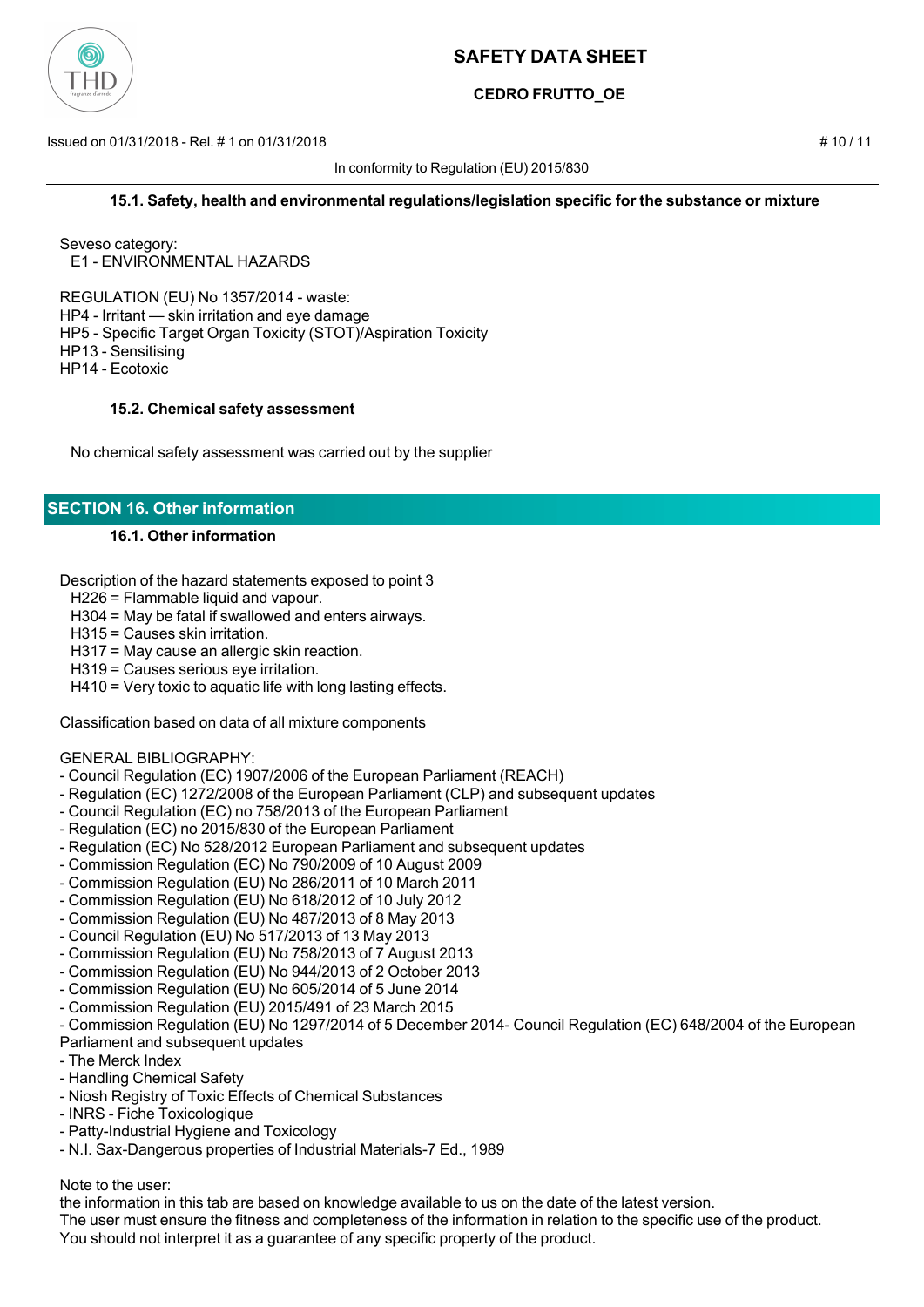#### 15.1. Safety, health and environmental regulations/legislation specific for the substance or mixture

Seveso category:
E1 - ENVIRONMENTAL HAZARDS

REGULATION (EU) No 1357/2014 - waste:
HP4 - Irritant — skin irritation and eye damage
HP5 - Specific Target Organ Toxicity (STOT)/Aspiration Toxicity
HP13 - Sensitising
HP14 - Ecotoxic

#### 15.2. Chemical safety assessment

No chemical safety assessment was carried out by the supplier

## SECTION 16. Other information

#### 16.1. Other information

Description of the hazard statements exposed to point 3
H226 = Flammable liquid and vapour.
H304 = May be fatal if swallowed and enters airways.
H315 = Causes skin irritation.
H317 = May cause an allergic skin reaction.
H319 = Causes serious eye irritation.
H410 = Very toxic to aquatic life with long lasting effects.

Classification based on data of all mixture components

GENERAL BIBLIOGRAPHY:
- Council Regulation (EC) 1907/2006 of the European Parliament (REACH)
- Regulation (EC) 1272/2008 of the European Parliament (CLP) and subsequent updates
- Council Regulation (EC) no 758/2013 of the European Parliament
- Regulation (EC) no 2015/830 of the European Parliament
- Regulation (EC) No 528/2012 European Parliament and subsequent updates
- Commission Regulation (EC) No 790/2009 of 10 August 2009
- Commission Regulation (EU) No 286/2011 of 10 March 2011
- Commission Regulation (EU) No 618/2012 of 10 July 2012
- Commission Regulation (EU) No 487/2013 of 8 May 2013
- Council Regulation (EU) No 517/2013 of 13 May 2013
- Commission Regulation (EU) No 758/2013 of 7 August 2013
- Commission Regulation (EU) No 944/2013 of 2 October 2013
- Commission Regulation (EU) No 605/2014 of 5 June 2014
- Commission Regulation (EU) 2015/491 of 23 March 2015
- Commission Regulation (EU) No 1297/2014 of 5 December 2014- Council Regulation (EC) 648/2004 of the European Parliament and subsequent updates
- The Merck Index
- Handling Chemical Safety
- Niosh Registry of Toxic Effects of Chemical Substances
- INRS - Fiche Toxicologique
- Patty-Industrial Hygiene and Toxicology
- N.I. Sax-Dangerous properties of Industrial Materials-7 Ed., 1989

Note to the user:
the information in this tab are based on knowledge available to us on the date of the latest version.
The user must ensure the fitness and completeness of the information in relation to the specific use of the product.
You should not interpret it as a guarantee of any specific property of the product.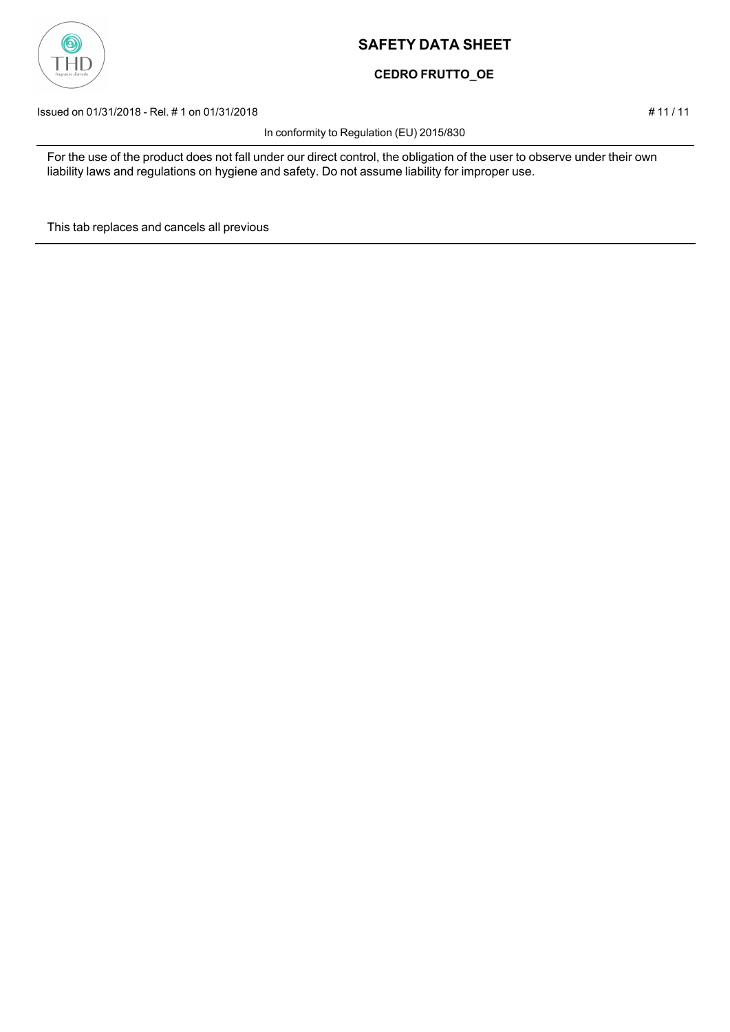For the use of the product does not fall under our direct control, the obligation of the user to observe under their own liability laws and regulations on hygiene and safety. Do not assume liability for improper use.

This tab replaces and cancels all previous